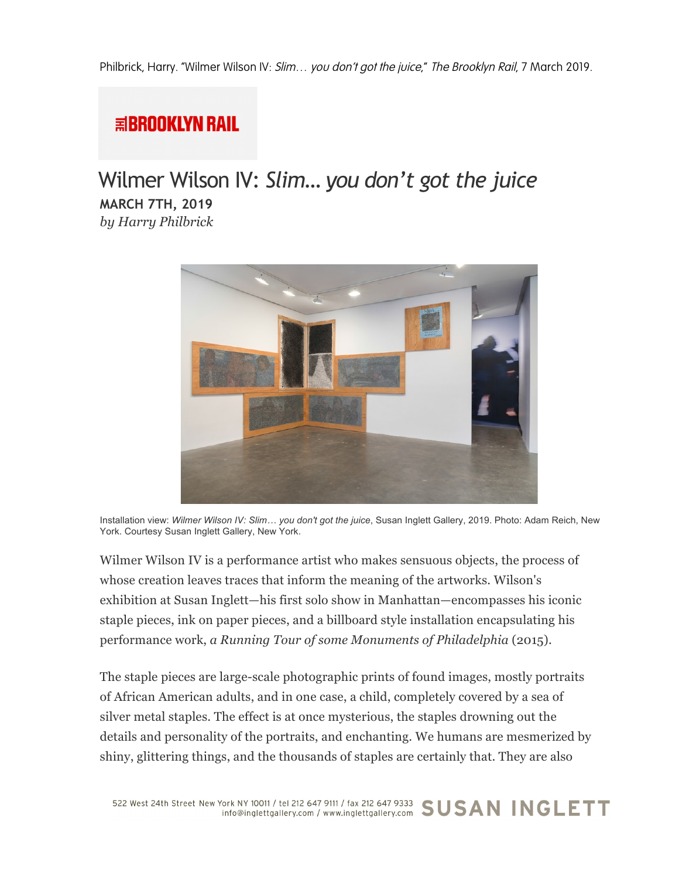Philbrick, Harry. "Wilmer Wilson IV: *Slim… you don't got the juice*," *The Brooklyn Rail*, 7 March 2019.

THE BROOKLYN RAIL

# Wilmer Wilson IV: *Slim… you don't got the juice*

**MARCH 7TH, 2019**

*by Harry Philbrick*

Installation view: *Wilmer Wilson IV: Slim… you don't got the juice*, Susan Inglett Gallery, 2019. Photo: Adam Reich, New York. Courtesy Susan Inglett Gallery, New York.

Wilmer Wilson IV is a performance artist who makes sensuous objects, the process of whose creation leaves traces that inform the meaning of the artworks. Wilson's exhibition at Susan Inglett—his first solo show in Manhattan—encompasses his iconic staple pieces, ink on paper pieces, and a billboard style installation encapsulating his performance work, *a Running Tour of some Monuments of Philadelphia* (2015).

The staple pieces are large-scale photographic prints of found images, mostly portraits of African American adults, and in one case, a child, completely covered by a sea of silver metal staples. The effect is at once mysterious, the staples drowning out the details and personality of the portraits, and enchanting. We humans are mesmerized by shiny, glittering things, and the thousands of staples are certainly that. They are also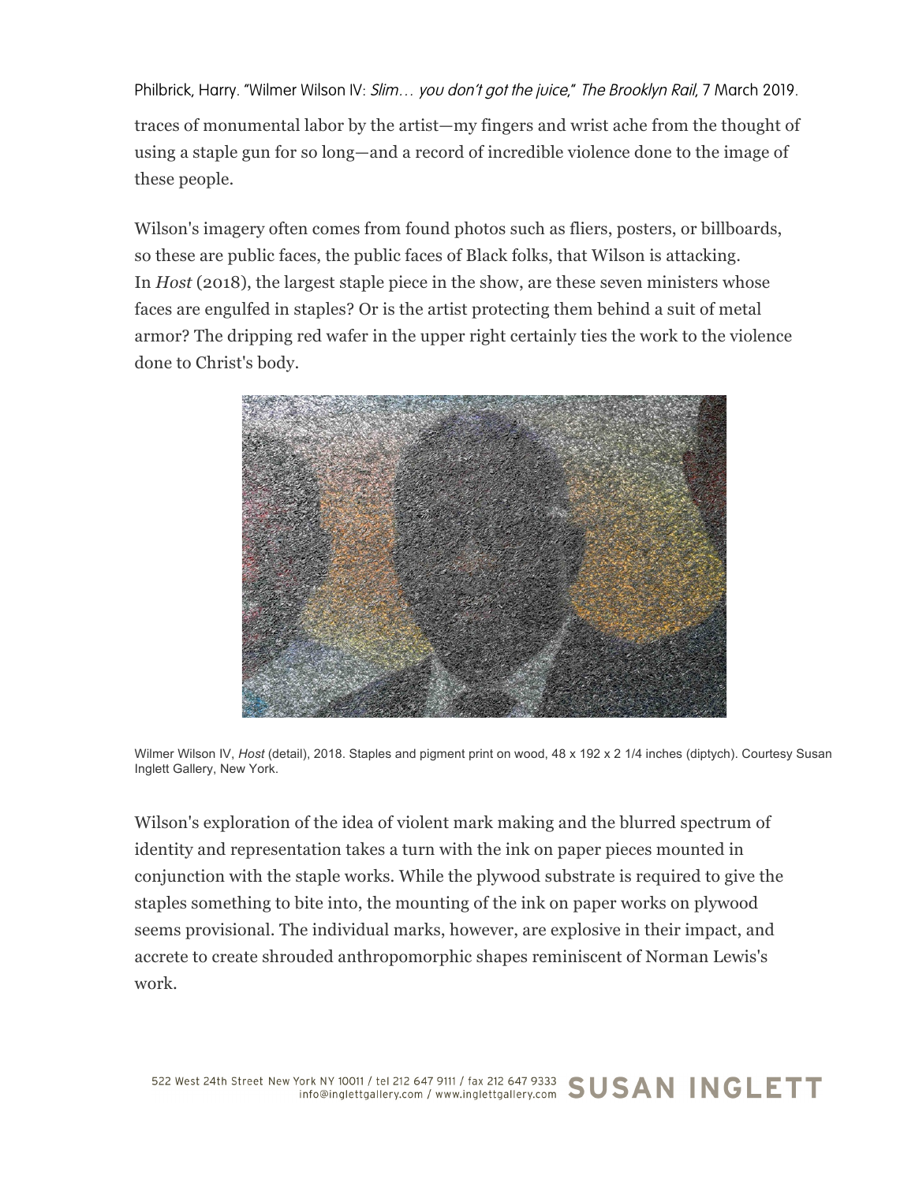traces of monumental labor by the artist—my fingers and wrist ache from the thought of using a staple gun for so long—and a record of incredible violence done to the image of these people.

Wilson's imagery often comes from found photos such as fliers, posters, or billboards, so these are public faces, the public faces of Black folks, that Wilson is attacking. In *Host* (2018), the largest staple piece in the show, are these seven ministers whose faces are engulfed in staples? Or is the artist protecting them behind a suit of metal armor? The dripping red wafer in the upper right certainly ties the work to the violence done to Christ's body.

Wilmer Wilson IV, *Host* (detail), 2018. Staples and pigment print on wood, 48 x 192 x 2 1/4 inches (diptych). Courtesy Susan Inglett Gallery, New York.

Wilson's exploration of the idea of violent mark making and the blurred spectrum of identity and representation takes a turn with the ink on paper pieces mounted in conjunction with the staple works. While the plywood substrate is required to give the staples something to bite into, the mounting of the ink on paper works on plywood seems provisional. The individual marks, however, are explosive in their impact, and accrete to create shrouded anthropomorphic shapes reminiscent of Norman Lewis's work.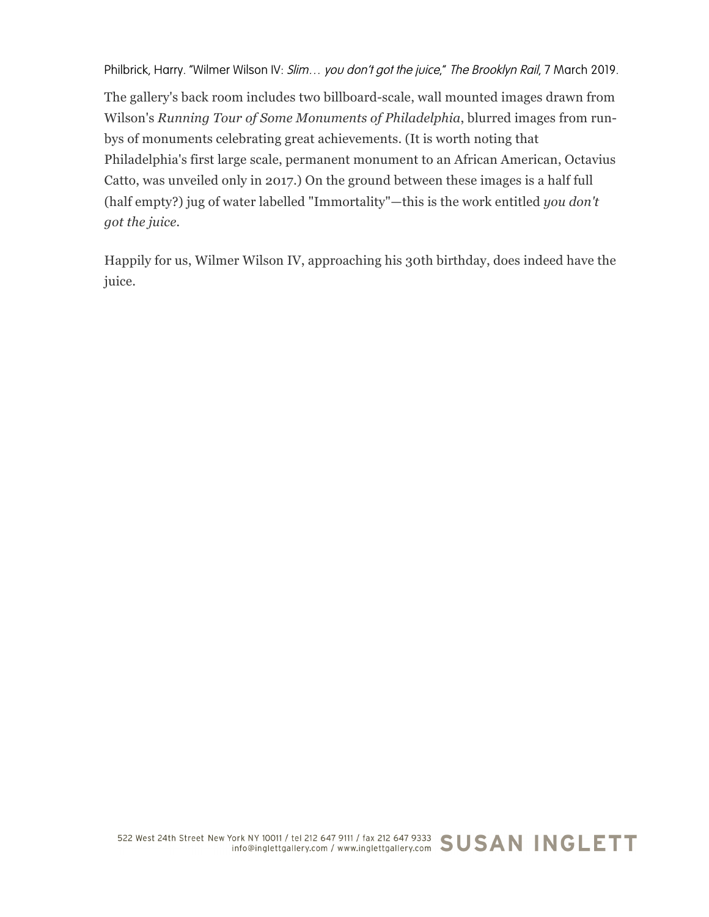The gallery's back room includes two billboard-scale, wall mounted images drawn from Wilson's *Running Tour of Some Monuments of Philadelphia*, blurred images from run-bys of monuments celebrating great achievements. (It is worth noting that Philadelphia's first large scale, permanent monument to an African American, Octavius Catto, was unveiled only in 2017.) On the ground between these images is a half full (half empty?) jug of water labelled "Immortality"—this is the work entitled *you don't got the juice*.

Happily for us, Wilmer Wilson IV, approaching his 30th birthday, does indeed have the juice.